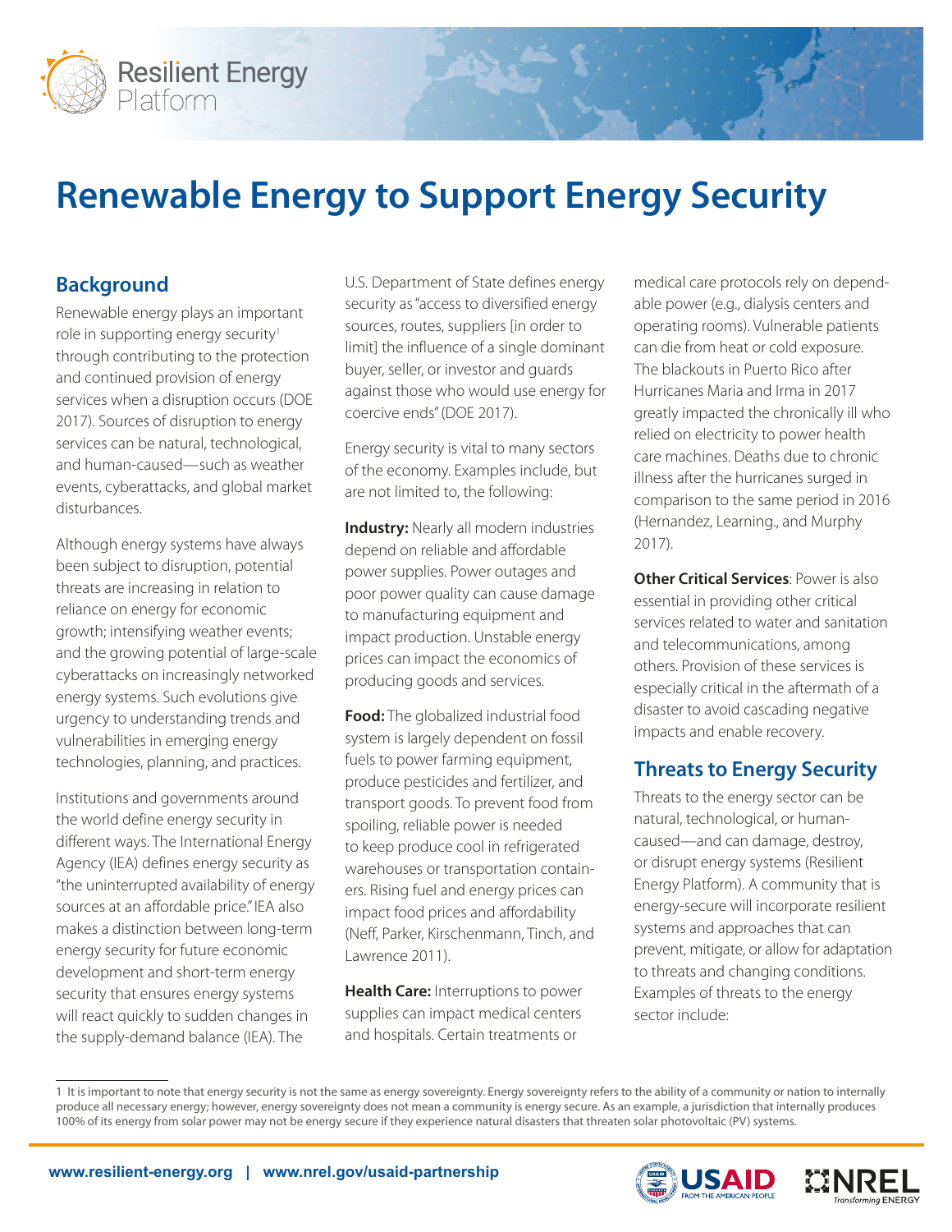Resilient Energy Platform

# Renewable Energy to Support Energy Security

## Background

Renewable energy plays an important role in supporting energy security[1] through contributing to the protection and continued provision of energy services when a disruption occurs (DOE 2017). Sources of disruption to energy services can be natural, technological, and human-caused—such as weather events, cyberattacks, and global market disturbances.

Although energy systems have always been subject to disruption, potential threats are increasing in relation to reliance on energy for economic growth; intensifying weather events; and the growing potential of large-scale cyberattacks on increasingly networked energy systems. Such evolutions give urgency to understanding trends and vulnerabilities in emerging energy technologies, planning, and practices.

Institutions and governments around the world define energy security in different ways. The International Energy Agency (IEA) defines energy security as "the uninterrupted availability of energy sources at an affordable price." IEA also makes a distinction between long-term energy security for future economic development and short-term energy security that ensures energy systems will react quickly to sudden changes in the supply-demand balance (IEA). The U.S. Department of State defines energy security as "access to diversified energy sources, routes, suppliers [in order to limit] the influence of a single dominant buyer, seller, or investor and guards against those who would use energy for coercive ends" (DOE 2017).

Energy security is vital to many sectors of the economy. Examples include, but are not limited to, the following:

**Industry:** Nearly all modern industries depend on reliable and affordable power supplies. Power outages and poor power quality can cause damage to manufacturing equipment and impact production. Unstable energy prices can impact the economics of producing goods and services.

**Food:** The globalized industrial food system is largely dependent on fossil fuels to power farming equipment, produce pesticides and fertilizer, and transport goods. To prevent food from spoiling, reliable power is needed to keep produce cool in refrigerated warehouses or transportation containers. Rising fuel and energy prices can impact food prices and affordability (Neff, Parker, Kirschenmann, Tinch, and Lawrence 2011).

**Health Care:** Interruptions to power supplies can impact medical centers and hospitals. Certain treatments or medical care protocols rely on dependable power (e.g., dialysis centers and operating rooms). Vulnerable patients can die from heat or cold exposure. The blackouts in Puerto Rico after Hurricanes Maria and Irma in 2017 greatly impacted the chronically ill who relied on electricity to power health care machines. Deaths due to chronic illness after the hurricanes surged in comparison to the same period in 2016 (Hernandez, Learning., and Murphy 2017).

**Other Critical Services**: Power is also essential in providing other critical services related to water and sanitation and telecommunications, among others. Provision of these services is especially critical in the aftermath of a disaster to avoid cascading negative impacts and enable recovery.

## Threats to Energy Security

Threats to the energy sector can be natural, technological, or human-caused—and can damage, destroy, or disrupt energy systems (Resilient Energy Platform). A community that is energy-secure will incorporate resilient systems and approaches that can prevent, mitigate, or allow for adaptation to threats and changing conditions. Examples of threats to the energy sector include:

---

1 It is important to note that energy security is not the same as energy sovereignty. Energy sovereignty refers to the ability of a community or nation to internally produce all necessary energy; however, energy sovereignty does not mean a community is energy secure. As an example, a jurisdiction that internally produces 100% of its energy from solar power may not be energy secure if they experience natural disasters that threaten solar photovoltaic (PV) systems.

www.resilient-energy.org | www.nrel.gov/usaid-partnership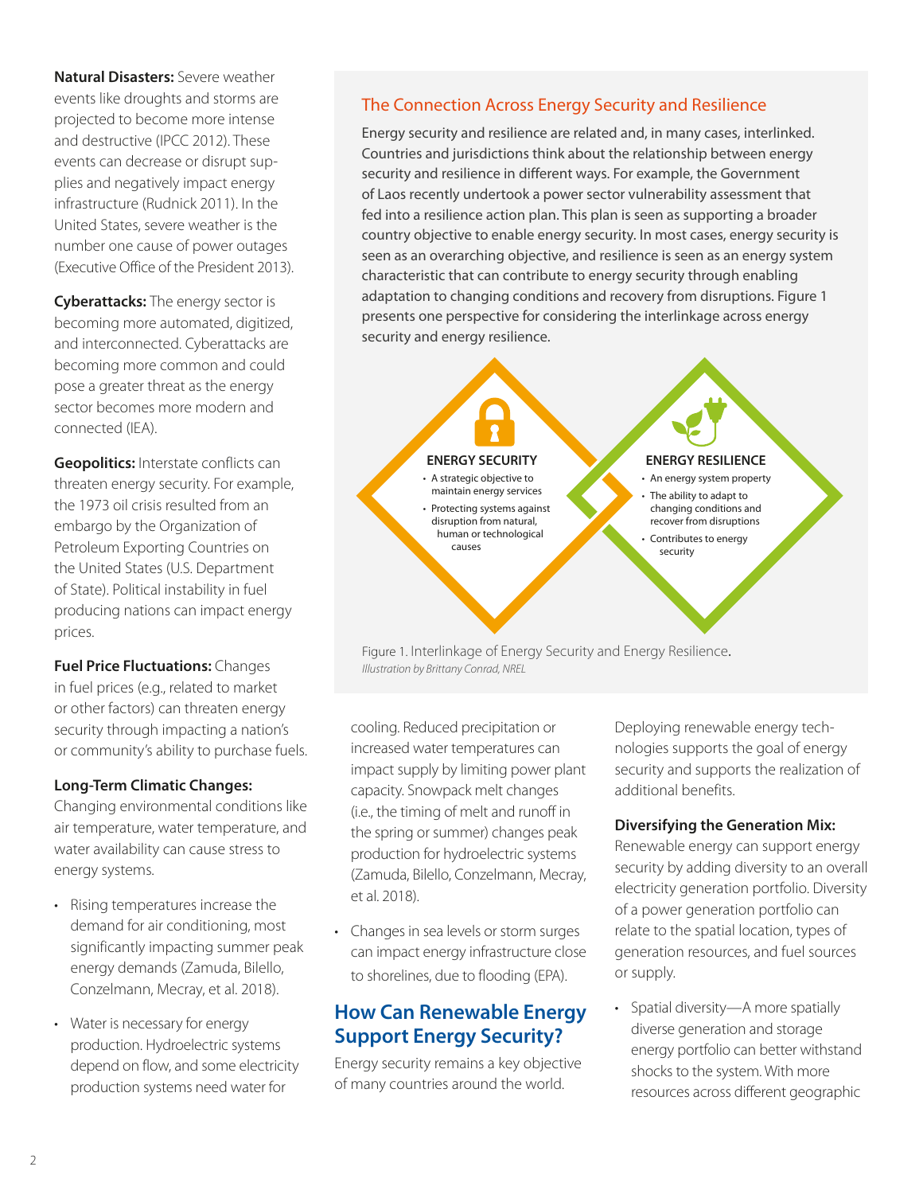**Natural Disasters:** Severe weather events like droughts and storms are projected to become more intense and destructive (IPCC 2012). These events can decrease or disrupt supplies and negatively impact energy infrastructure (Rudnick 2011). In the United States, severe weather is the number one cause of power outages (Executive Office of the President 2013).

**Cyberattacks:** The energy sector is becoming more automated, digitized, and interconnected. Cyberattacks are becoming more common and could pose a greater threat as the energy sector becomes more modern and connected (IEA).

**Geopolitics:** Interstate conflicts can threaten energy security. For example, the 1973 oil crisis resulted from an embargo by the Organization of Petroleum Exporting Countries on the United States (U.S. Department of State). Political instability in fuel producing nations can impact energy prices.

**Fuel Price Fluctuations:** Changes in fuel prices (e.g., related to market or other factors) can threaten energy security through impacting a nation's or community's ability to purchase fuels.

**Long-Term Climatic Changes:** Changing environmental conditions like air temperature, water temperature, and water availability can cause stress to energy systems.

- Rising temperatures increase the demand for air conditioning, most significantly impacting summer peak energy demands (Zamuda, Bilello, Conzelmann, Mecray, et al. 2018).
- Water is necessary for energy production. Hydroelectric systems depend on flow, and some electricity production systems need water for cooling. Reduced precipitation or increased water temperatures can impact supply by limiting power plant capacity. Snowpack melt changes (i.e., the timing of melt and runoff in the spring or summer) changes peak production for hydroelectric systems (Zamuda, Bilello, Conzelmann, Mecray, et al. 2018).
- Changes in sea levels or storm surges can impact energy infrastructure close to shorelines, due to flooding (EPA).

### The Connection Across Energy Security and Resilience

Energy security and resilience are related and, in many cases, interlinked. Countries and jurisdictions think about the relationship between energy security and resilience in different ways. For example, the Government of Laos recently undertook a power sector vulnerability assessment that fed into a resilience action plan. This plan is seen as supporting a broader country objective to enable energy security. In most cases, energy security is seen as an overarching objective, and resilience is seen as an energy system characteristic that can contribute to energy security through enabling adaptation to changing conditions and recovery from disruptions. Figure 1 presents one perspective for considering the interlinkage across energy security and energy resilience.

**ENERGY SECURITY**
- A strategic objective to maintain energy services
- Protecting systems against disruption from natural, human or technological causes

**ENERGY RESILIENCE**
- An energy system property
- The ability to adapt to changing conditions and recover from disruptions
- Contributes to energy security

Figure 1. Interlinkage of Energy Security and Energy Resilience.
*Illustration by Brittany Conrad, NREL*

## How Can Renewable Energy Support Energy Security?

Energy security remains a key objective of many countries around the world. Deploying renewable energy technologies supports the goal of energy security and supports the realization of additional benefits.

**Diversifying the Generation Mix:** Renewable energy can support energy security by adding diversity to an overall electricity generation portfolio. Diversity of a power generation portfolio can relate to the spatial location, types of generation resources, and fuel sources or supply.

- Spatial diversity—A more spatially diverse generation and storage energy portfolio can better withstand shocks to the system. With more resources across different geographic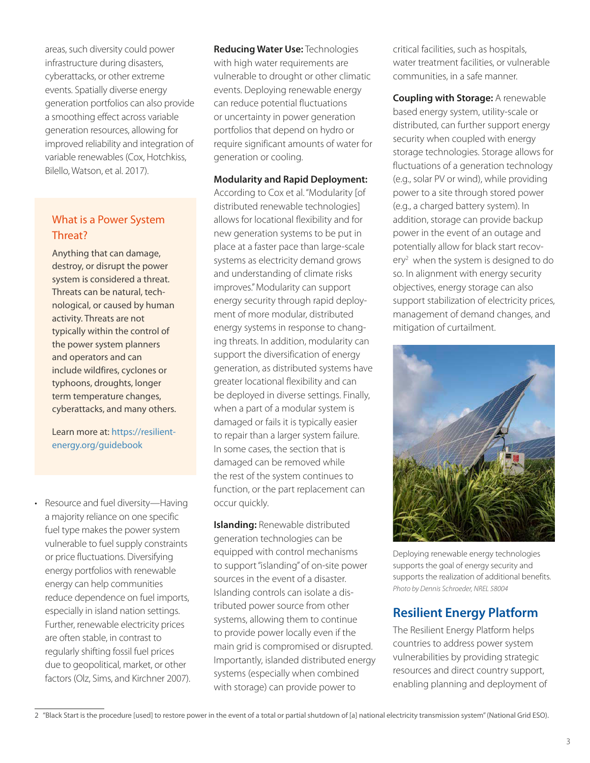areas, such diversity could power infrastructure during disasters, cyberattacks, or other extreme events. Spatially diverse energy generation portfolios can also provide a smoothing effect across variable generation resources, allowing for improved reliability and integration of variable renewables (Cox, Hotchkiss, Bilello, Watson, et al. 2017).

### What is a Power System Threat?

Anything that can damage, destroy, or disrupt the power system is considered a threat. Threats can be natural, technological, or caused by human activity. Threats are not typically within the control of the power system planners and operators and can include wildfires, cyclones or typhoons, droughts, longer term temperature changes, cyberattacks, and many others.

Learn more at: https://resilient-energy.org/guidebook

- Resource and fuel diversity—Having a majority reliance on one specific fuel type makes the power system vulnerable to fuel supply constraints or price fluctuations. Diversifying energy portfolios with renewable energy can help communities reduce dependence on fuel imports, especially in island nation settings. Further, renewable electricity prices are often stable, in contrast to regularly shifting fossil fuel prices due to geopolitical, market, or other factors (Olz, Sims, and Kirchner 2007).

**Reducing Water Use:** Technologies with high water requirements are vulnerable to drought or other climatic events. Deploying renewable energy can reduce potential fluctuations or uncertainty in power generation portfolios that depend on hydro or require significant amounts of water for generation or cooling.

**Modularity and Rapid Deployment:** According to Cox et al. "Modularity [of distributed renewable technologies] allows for locational flexibility and for new generation systems to be put in place at a faster pace than large-scale systems as electricity demand grows and understanding of climate risks improves." Modularity can support energy security through rapid deployment of more modular, distributed energy systems in response to changing threats. In addition, modularity can support the diversification of energy generation, as distributed systems have greater locational flexibility and can be deployed in diverse settings. Finally, when a part of a modular system is damaged or fails it is typically easier to repair than a larger system failure. In some cases, the section that is damaged can be removed while the rest of the system continues to function, or the part replacement can occur quickly.

**Islanding:** Renewable distributed generation technologies can be equipped with control mechanisms to support "islanding" of on-site power sources in the event of a disaster. Islanding controls can isolate a distributed power source from other systems, allowing them to continue to provide power locally even if the main grid is compromised or disrupted. Importantly, islanded distributed energy systems (especially when combined with storage) can provide power to critical facilities, such as hospitals, water treatment facilities, or vulnerable communities, in a safe manner.

**Coupling with Storage:** A renewable based energy system, utility-scale or distributed, can further support energy security when coupled with energy storage technologies. Storage allows for fluctuations of a generation technology (e.g., solar PV or wind), while providing power to a site through stored power (e.g., a charged battery system). In addition, storage can provide backup power in the event of an outage and potentially allow for black start recovery[2] when the system is designed to do so. In alignment with energy security objectives, energy storage can also support stabilization of electricity prices, management of demand changes, and mitigation of curtailment.

Deploying renewable energy technologies supports the goal of energy security and supports the realization of additional benefits. *Photo by Dennis Schroeder, NREL 58004*

## Resilient Energy Platform

The Resilient Energy Platform helps countries to address power system vulnerabilities by providing strategic resources and direct country support, enabling planning and deployment of

2 "Black Start is the procedure [used] to restore power in the event of a total or partial shutdown of [a] national electricity transmission system" (National Grid ESO).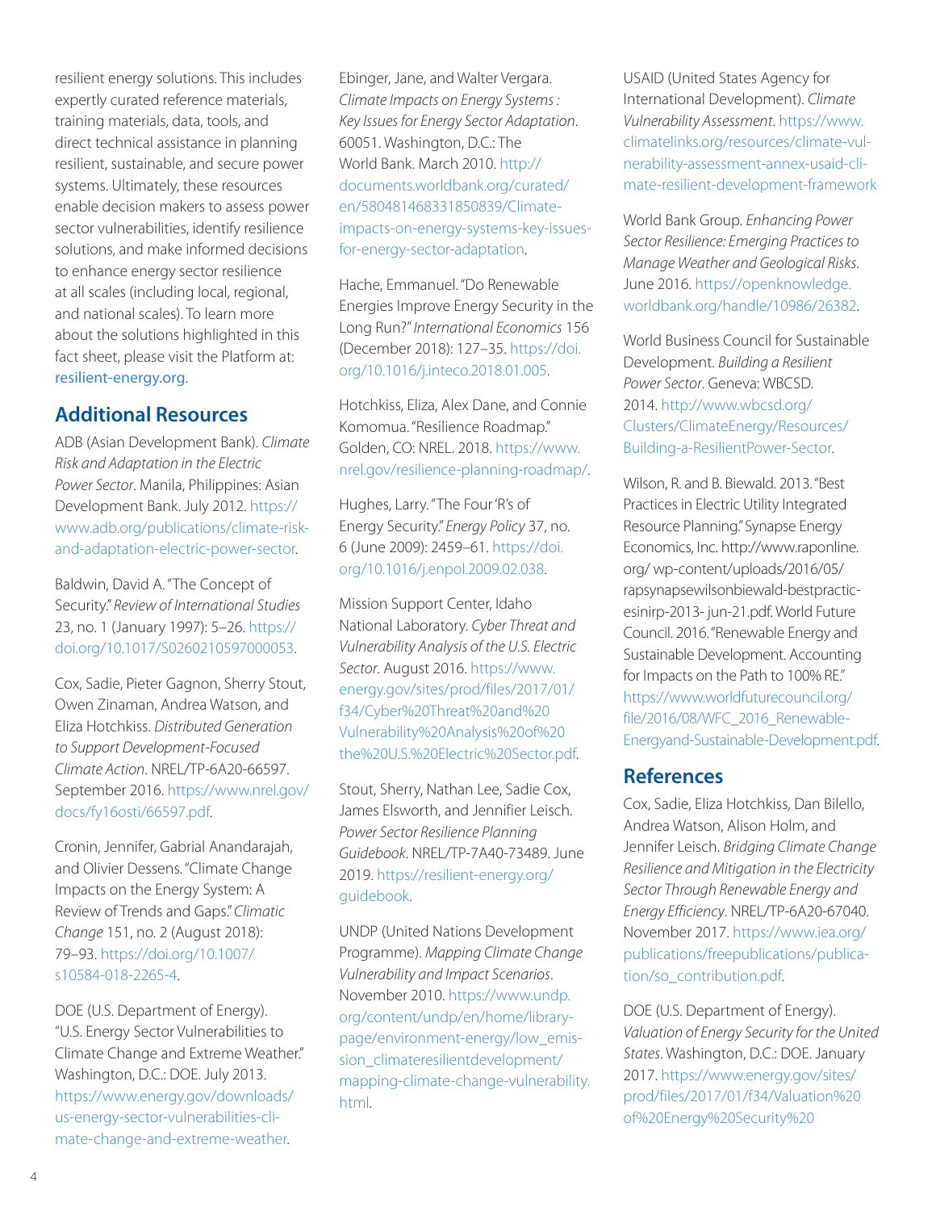resilient energy solutions. This includes expertly curated reference materials, training materials, data, tools, and direct technical assistance in planning resilient, sustainable, and secure power systems. Ultimately, these resources enable decision makers to assess power sector vulnerabilities, identify resilience solutions, and make informed decisions to enhance energy sector resilience at all scales (including local, regional, and national scales). To learn more about the solutions highlighted in this fact sheet, please visit the Platform at: resilient-energy.org.

## Additional Resources

ADB (Asian Development Bank). *Climate Risk and Adaptation in the Electric Power Sector*. Manila, Philippines: Asian Development Bank. July 2012. https://www.adb.org/publications/climate-risk-and-adaptation-electric-power-sector.

Baldwin, David A. "The Concept of Security." *Review of International Studies* 23, no. 1 (January 1997): 5–26. https://doi.org/10.1017/S0260210597000053.

Cox, Sadie, Pieter Gagnon, Sherry Stout, Owen Zinaman, Andrea Watson, and Eliza Hotchkiss. *Distributed Generation to Support Development-Focused Climate Action*. NREL/TP-6A20-66597. September 2016. https://www.nrel.gov/docs/fy16osti/66597.pdf.

Cronin, Jennifer, Gabrial Anandarajah, and Olivier Dessens. "Climate Change Impacts on the Energy System: A Review of Trends and Gaps." *Climatic Change* 151, no. 2 (August 2018): 79–93. https://doi.org/10.1007/s10584-018-2265-4.

DOE (U.S. Department of Energy). "U.S. Energy Sector Vulnerabilities to Climate Change and Extreme Weather." Washington, D.C.: DOE. July 2013. https://www.energy.gov/downloads/us-energy-sector-vulnerabilities-climate-change-and-extreme-weather.

Ebinger, Jane, and Walter Vergara. *Climate Impacts on Energy Systems : Key Issues for Energy Sector Adaptation*. 60051. Washington, D.C.: The World Bank. March 2010. http://documents.worldbank.org/curated/en/580481468331850839/Climate-impacts-on-energy-systems-key-issues-for-energy-sector-adaptation.

Hache, Emmanuel. "Do Renewable Energies Improve Energy Security in the Long Run?" *International Economics* 156 (December 2018): 127–35. https://doi.org/10.1016/j.inteco.2018.01.005.

Hotchkiss, Eliza, Alex Dane, and Connie Komomua. "Resilience Roadmap." Golden, CO: NREL. 2018. https://www.nrel.gov/resilience-planning-roadmap/.

Hughes, Larry. "The Four 'R's of Energy Security." *Energy Policy* 37, no. 6 (June 2009): 2459–61. https://doi.org/10.1016/j.enpol.2009.02.038.

Mission Support Center, Idaho National Laboratory. *Cyber Threat and Vulnerability Analysis of the U.S. Electric Sector*. August 2016. https://www.energy.gov/sites/prod/files/2017/01/f34/Cyber%20Threat%20and%20Vulnerability%20Analysis%20of%20the%20U.S.%20Electric%20Sector.pdf.

Stout, Sherry, Nathan Lee, Sadie Cox, James Elsworth, and Jennifier Leisch. *Power Sector Resilience Planning Guidebook*. NREL/TP-7A40-73489. June 2019. https://resilient-energy.org/guidebook.

UNDP (United Nations Development Programme). *Mapping Climate Change Vulnerability and Impact Scenarios*. November 2010. https://www.undp.org/content/undp/en/home/librarypage/environment-energy/low_emission_climateresilientdevelopment/mapping-climate-change-vulnerability.html.

USAID (United States Agency for International Development). *Climate Vulnerability Assessment*. https://www.climatelinks.org/resources/climate-vulnerability-assessment-annex-usaid-climate-resilient-development-framework

World Bank Group. *Enhancing Power Sector Resilience: Emerging Practices to Manage Weather and Geological Risks*. June 2016. https://openknowledge.worldbank.org/handle/10986/26382.

World Business Council for Sustainable Development. *Building a Resilient Power Sector*. Geneva: WBCSD. 2014. http://www.wbcsd.org/Clusters/ClimateEnergy/Resources/Building-a-ResilientPower-Sector.

Wilson, R. and B. Biewald. 2013. "Best Practices in Electric Utility Integrated Resource Planning." Synapse Energy Economics, Inc. http://www.raponline.org/ wp-content/uploads/2016/05/rapsynapsewilsonbiewald-bestpracticesinirp-2013- jun-21.pdf. World Future Council. 2016. "Renewable Energy and Sustainable Development. Accounting for Impacts on the Path to 100% RE." https://www.worldfuturecouncil.org/file/2016/08/WFC_2016_Renewable-Energyand-Sustainable-Development.pdf.

## References

Cox, Sadie, Eliza Hotchkiss, Dan Bilello, Andrea Watson, Alison Holm, and Jennifer Leisch. *Bridging Climate Change Resilience and Mitigation in the Electricity Sector Through Renewable Energy and Energy Efficiency*. NREL/TP-6A20-67040. November 2017. https://www.iea.org/publications/freepublications/publication/so_contribution.pdf.

DOE (U.S. Department of Energy). *Valuation of Energy Security for the United States*. Washington, D.C.: DOE. January 2017. https://www.energy.gov/sites/prod/files/2017/01/f34/Valuation%20of%20Energy%20Security%20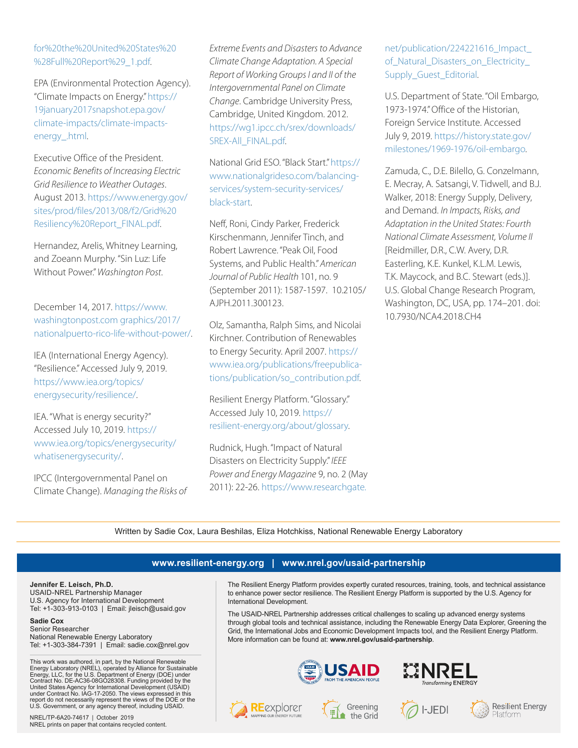for%20the%20United%20States%20%28Full%20Report%29_1.pdf.

EPA (Environmental Protection Agency). "Climate Impacts on Energy." https://19january2017snapshot.epa.gov/climate-impacts/climate-impacts-energy_.html.

Executive Office of the President. *Economic Benefits of Increasing Electric Grid Resilience to Weather Outages*. August 2013. https://www.energy.gov/sites/prod/files/2013/08/f2/Grid%20Resiliency%20Report_FINAL.pdf.

Hernandez, Arelis, Whitney Learning, and Zoeann Murphy. "Sin Luz: Life Without Power." *Washington Post*.

December 14, 2017. https://www.washingtonpost.com graphics/2017/nationalpuerto-rico-life-without-power/.

IEA (International Energy Agency). "Resilience." Accessed July 9, 2019. https://www.iea.org/topics/energysecurity/resilience/.

IEA. "What is energy security?" Accessed July 10, 2019. https://www.iea.org/topics/energysecurity/whatisenergysecurity/.

IPCC (Intergovernmental Panel on Climate Change). *Managing the Risks of Extreme Events and Disasters to Advance Climate Change Adaptation. A Special Report of Working Groups I and II of the Intergovernmental Panel on Climate Change*. Cambridge University Press, Cambridge, United Kingdom. 2012. https://wg1.ipcc.ch/srex/downloads/SREX-All_FINAL.pdf.

National Grid ESO. "Black Start." https://www.nationalgrideso.com/balancing-services/system-security-services/black-start.

Neff, Roni, Cindy Parker, Frederick Kirschenmann, Jennifer Tinch, and Robert Lawrence. "Peak Oil, Food Systems, and Public Health." *American Journal of Public Health* 101, no. 9 (September 2011): 1587-1597. 10.2105/AJPH.2011.300123.

Olz, Samantha, Ralph Sims, and Nicolai Kirchner. Contribution of Renewables to Energy Security. April 2007. https://www.iea.org/publications/freepublications/publication/so_contribution.pdf.

Resilient Energy Platform. "Glossary." Accessed July 10, 2019. https://resilient-energy.org/about/glossary.

Rudnick, Hugh. "Impact of Natural Disasters on Electricity Supply." *IEEE Power and Energy Magazine* 9, no. 2 (May 2011): 22-26. https://www.researchgate.net/publication/224221616_Impact_of_Natural_Disasters_on_Electricity_Supply_Guest_Editorial.

U.S. Department of State. "Oil Embargo, 1973-1974." Office of the Historian, Foreign Service Institute. Accessed July 9, 2019. https://history.state.gov/milestones/1969-1976/oil-embargo.

Zamuda, C., D.E. Bilello, G. Conzelmann, E. Mecray, A. Satsangi, V. Tidwell, and B.J. Walker, 2018: Energy Supply, Delivery, and Demand. *In Impacts, Risks, and Adaptation in the United States: Fourth National Climate Assessment, Volume II* [Reidmiller, D.R., C.W. Avery, D.R. Easterling, K.E. Kunkel, K.L.M. Lewis, T.K. Maycock, and B.C. Stewart (eds.)]. U.S. Global Change Research Program, Washington, DC, USA, pp. 174–201. doi: 10.7930/NCA4.2018.CH4

Written by Sadie Cox, Laura Beshilas, Eliza Hotchkiss, National Renewable Energy Laboratory

**www.resilient-energy.org | www.nrel.gov/usaid-partnership**

**Jennifer E. Leisch, Ph.D.**
USAID-NREL Partnership Manager
U.S. Agency for International Development
Tel: +1-303-913-0103 | Email: jleisch@usaid.gov

**Sadie Cox**
Senior Researcher
National Renewable Energy Laboratory
Tel: +1-303-384-7391 | Email: sadie.cox@nrel.gov

This work was authored, in part, by the National Renewable Energy Laboratory (NREL), operated by Alliance for Sustainable Energy, LLC, for the U.S. Department of Energy (DOE) under Contract No. DE-AC36-08GO28308. Funding provided by the United States Agency for International Development (USAID) under Contract No. IAG-17-2050. The views expressed in this report do not necessarily represent the views of the DOE or the U.S. Government, or any agency thereof, including USAID.

NREL/TP-6A20-74617 | October 2019
NREL prints on paper that contains recycled content.

The Resilient Energy Platform provides expertly curated resources, training, tools, and technical assistance to enhance power sector resilience. The Resilient Energy Platform is supported by the U.S. Agency for International Development.

The USAID-NREL Partnership addresses critical challenges to scaling up advanced energy systems through global tools and technical assistance, including the Renewable Energy Data Explorer, Greening the Grid, the International Jobs and Economic Development Impacts tool, and the Resilient Energy Platform. More information can be found at: **www.nrel.gov/usaid-partnership**.

USAID FROM THE AMERICAN PEOPLE
NREL Transforming ENERGY
REexplorer MAPPING OUR ENERGY FUTURE
Greening the Grid
I-JEDI
Resilient Energy Platform